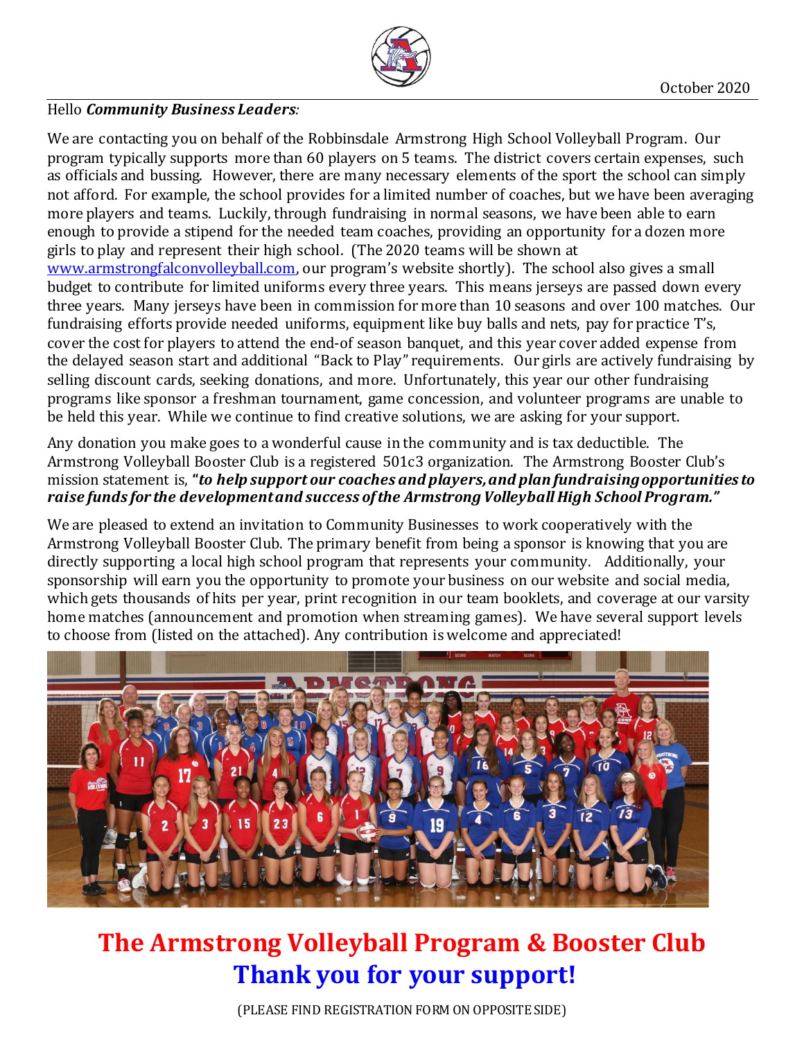October 2020

Hello ***Community Business Leaders***:

We are contacting you on behalf of the Robbinsdale Armstrong High School Volleyball Program. Our program typically supports more than 60 players on 5 teams. The district covers certain expenses, such as officials and bussing. However, there are many necessary elements of the sport the school can simply not afford. For example, the school provides for a limited number of coaches, but we have been averaging more players and teams. Luckily, through fundraising in normal seasons, we have been able to earn enough to provide a stipend for the needed team coaches, providing an opportunity for a dozen more girls to play and represent their high school. (The 2020 teams will be shown at [www.armstrongfalconvolleyball.com](http://www.armstrongfalconvolleyball.com), our program's website shortly). The school also gives a small budget to contribute for limited uniforms every three years. This means jerseys are passed down every three years. Many jerseys have been in commission for more than 10 seasons and over 100 matches. Our fundraising efforts provide needed uniforms, equipment like buy balls and nets, pay for practice T's, cover the cost for players to attend the end-of season banquet, and this year cover added expense from the delayed season start and additional "Back to Play" requirements. Our girls are actively fundraising by selling discount cards, seeking donations, and more. Unfortunately, this year our other fundraising programs like sponsor a freshman tournament, game concession, and volunteer programs are unable to be held this year. While we continue to find creative solutions, we are asking for your support.

Any donation you make goes to a wonderful cause in the community and is tax deductible. The Armstrong Volleyball Booster Club is a registered 501c3 organization. The Armstrong Booster Club's mission statement is, ***"to help support our coaches and players, and plan fundraising opportunities to raise funds for the development and success of the Armstrong Volleyball High School Program."***

We are pleased to extend an invitation to Community Businesses to work cooperatively with the Armstrong Volleyball Booster Club. The primary benefit from being a sponsor is knowing that you are directly supporting a local high school program that represents your community. Additionally, your sponsorship will earn you the opportunity to promote your business on our website and social media, which gets thousands of hits per year, print recognition in our team booklets, and coverage at our varsity home matches (announcement and promotion when streaming games). We have several support levels to choose from (listed on the attached). Any contribution is welcome and appreciated!

# The Armstrong Volleyball Program & Booster Club

# Thank you for your support!

(PLEASE FIND REGISTRATION FORM ON OPPOSITE SIDE)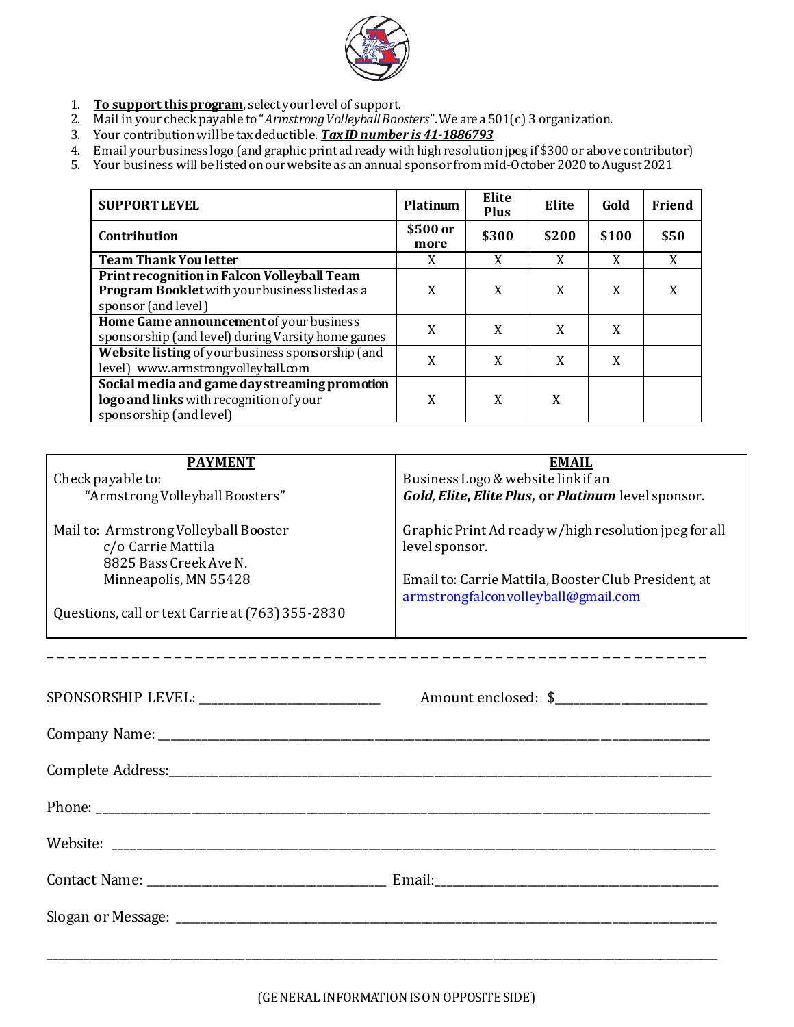1. **To support this program**, select your level of support.
2. Mail in your check payable to "*Armstrong Volleyball Boosters*". We are a 501(c) 3 organization.
3. Your contribution will be tax deductible. ***Tax ID number is 41-1886793***
4. Email your business logo (and graphic print ad ready with high resolution jpeg if $300 or above contributor)
5. Your business will be listed on our website as an annual sponsor from mid-October 2020 to August 2021

| **SUPPORT LEVEL** | **Platinum** | **Elite Plus** | **Elite** | **Gold** | **Friend** |
|---|---|---|---|---|---|
| **Contribution** | **$500 or more** | **$300** | **$200** | **$100** | **$50** |
| **Team Thank You letter** | X | X | X | X | X |
| **Print recognition in Falcon Volleyball Team Program Booklet** with your business listed as a sponsor (and level) | X | X | X | X | X |
| **Home Game announcement** of your business sponsorship (and level) during Varsity home games | X | X | X | X | |
| **Website listing** of your business sponsorship (and level) www.armstrongvolleyball.com | X | X | X | X | |
| **Social media and game day streaming promotion logo and links** with recognition of your sponsorship (and level) | X | X | X | | |

| **PAYMENT** | **EMAIL** |
|---|---|
| Check payable to: "Armstrong Volleyball Boosters"<br><br>Mail to: Armstrong Volleyball Booster, c/o Carrie Mattila, 8825 Bass Creek Ave N., Minneapolis, MN 55428<br><br>Questions, call or text Carrie at (763) 355-2830 | Business Logo & website link if an ***Gold, Elite, Elite Plus,*** **or** ***Platinum*** level sponsor.<br><br>Graphic Print Ad ready w/high resolution jpeg for all level sponsor.<br><br>Email to: Carrie Mattila, Booster Club President, at armstrongfalconvolleyball@gmail.com |

- - - - - - - - - - - - - - - - - - - - - - - - - - - - - - - - - - - - - - - - - - - - - - -

SPONSORSHIP LEVEL: ____________________ Amount enclosed: $__________________

Company Name: ____________________________________________________________

Complete Address: __________________________________________________________

Phone: ___________________________________________________________________

Website: _________________________________________________________________

Contact Name: ___________________________ Email: ______________________________

Slogan or Message: _________________________________________________________

__________________________________________________________________________

(GENERAL INFORMATION IS ON OPPOSITE SIDE)